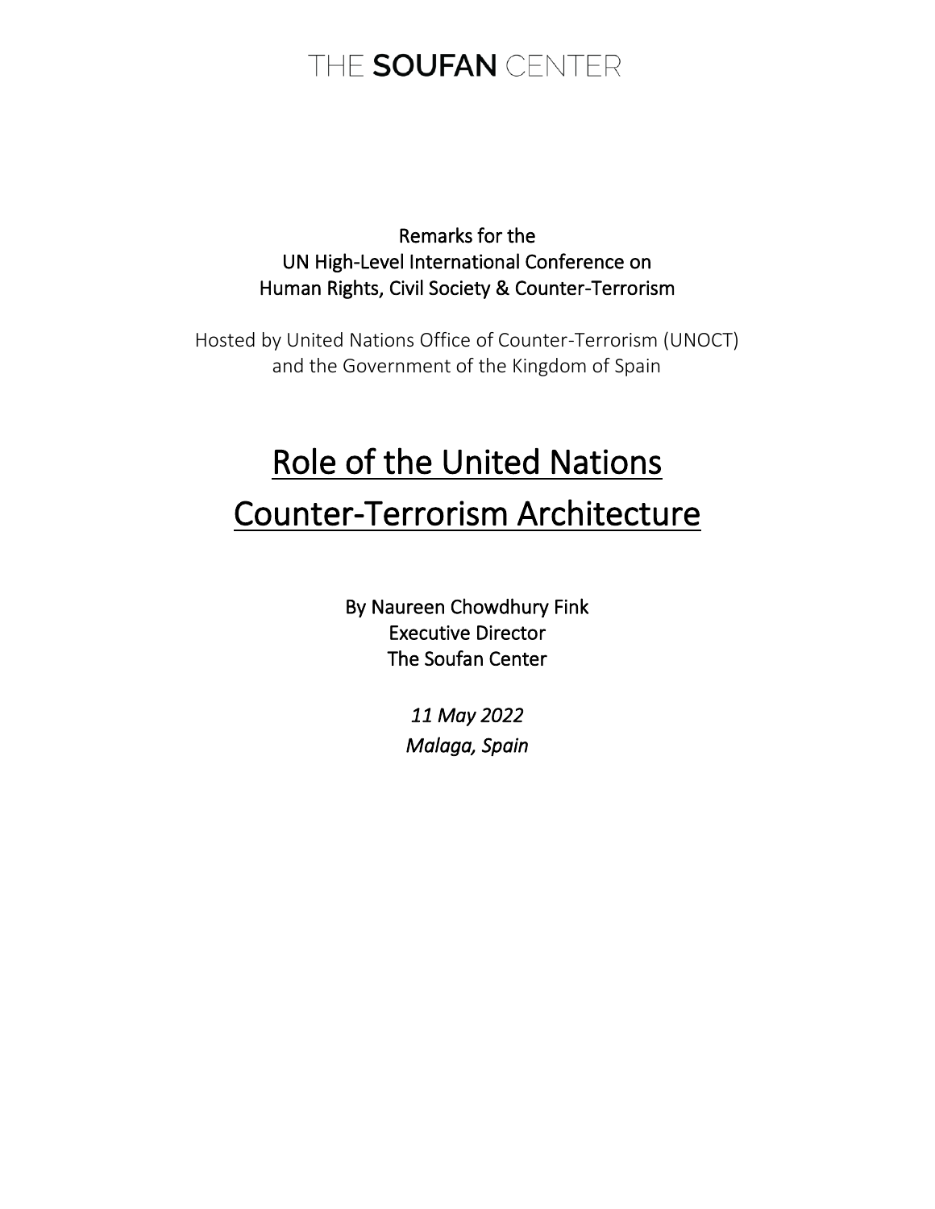THE **SOUFAN** CENTER

Remarks for the
UN High-Level International Conference on
Human Rights, Civil Society & Counter-Terrorism

Hosted by United Nations Office of Counter-Terrorism (UNOCT)
and the Government of the Kingdom of Spain

# Role of the United Nations Counter-Terrorism Architecture

By Naureen Chowdhury Fink
Executive Director
The Soufan Center

*11 May 2022*
*Malaga, Spain*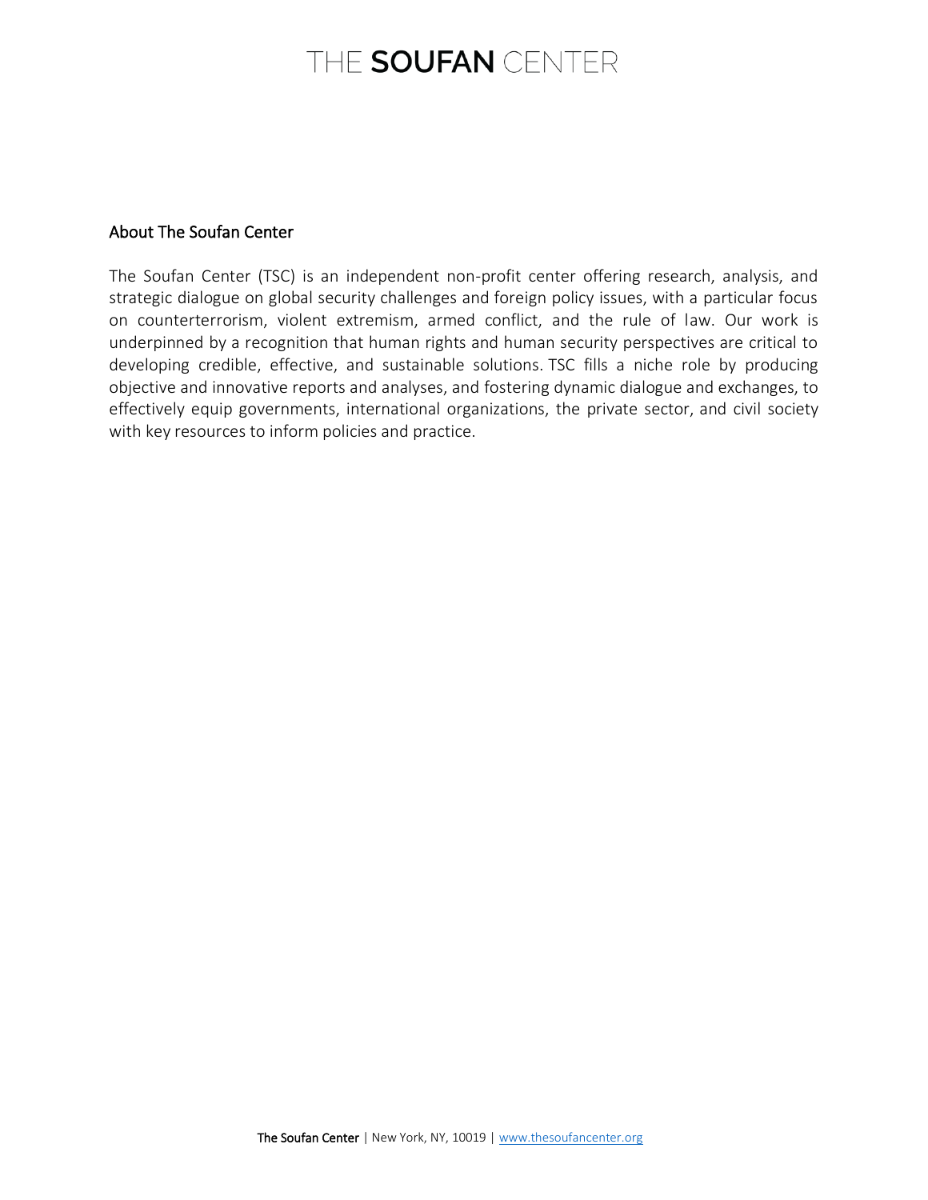## About The Soufan Center

The Soufan Center (TSC) is an independent non-profit center offering research, analysis, and strategic dialogue on global security challenges and foreign policy issues, with a particular focus on counterterrorism, violent extremism, armed conflict, and the rule of law. Our work is underpinned by a recognition that human rights and human security perspectives are critical to developing credible, effective, and sustainable solutions. TSC fills a niche role by producing objective and innovative reports and analyses, and fostering dynamic dialogue and exchanges, to effectively equip governments, international organizations, the private sector, and civil society with key resources to inform policies and practice.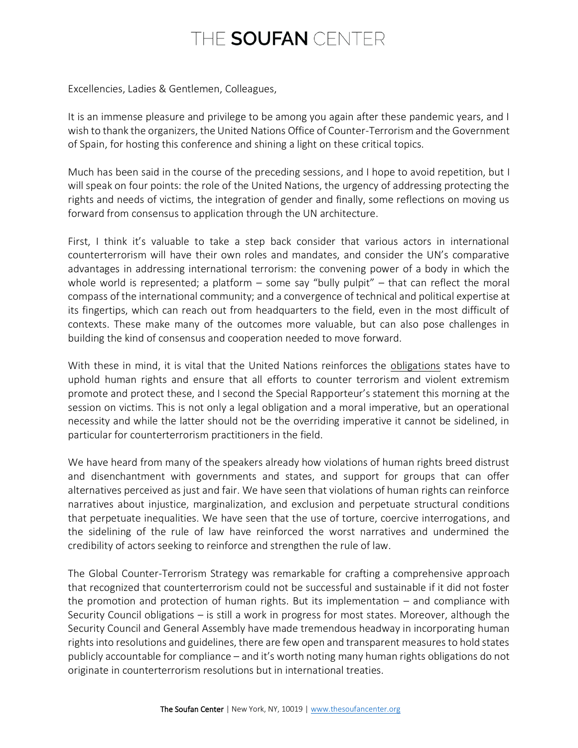Excellencies, Ladies & Gentlemen, Colleagues,

It is an immense pleasure and privilege to be among you again after these pandemic years, and I wish to thank the organizers, the United Nations Office of Counter-Terrorism and the Government of Spain, for hosting this conference and shining a light on these critical topics.

Much has been said in the course of the preceding sessions, and I hope to avoid repetition, but I will speak on four points: the role of the United Nations, the urgency of addressing protecting the rights and needs of victims, the integration of gender and finally, some reflections on moving us forward from consensus to application through the UN architecture.

First, I think it's valuable to take a step back consider that various actors in international counterterrorism will have their own roles and mandates, and consider the UN's comparative advantages in addressing international terrorism: the convening power of a body in which the whole world is represented; a platform – some say "bully pulpit" – that can reflect the moral compass of the international community; and a convergence of technical and political expertise at its fingertips, which can reach out from headquarters to the field, even in the most difficult of contexts. These make many of the outcomes more valuable, but can also pose challenges in building the kind of consensus and cooperation needed to move forward.

With these in mind, it is vital that the United Nations reinforces the obligations states have to uphold human rights and ensure that all efforts to counter terrorism and violent extremism promote and protect these, and I second the Special Rapporteur's statement this morning at the session on victims. This is not only a legal obligation and a moral imperative, but an operational necessity and while the latter should not be the overriding imperative it cannot be sidelined, in particular for counterterrorism practitioners in the field.

We have heard from many of the speakers already how violations of human rights breed distrust and disenchantment with governments and states, and support for groups that can offer alternatives perceived as just and fair. We have seen that violations of human rights can reinforce narratives about injustice, marginalization, and exclusion and perpetuate structural conditions that perpetuate inequalities. We have seen that the use of torture, coercive interrogations, and the sidelining of the rule of law have reinforced the worst narratives and undermined the credibility of actors seeking to reinforce and strengthen the rule of law.

The Global Counter-Terrorism Strategy was remarkable for crafting a comprehensive approach that recognized that counterterrorism could not be successful and sustainable if it did not foster the promotion and protection of human rights. But its implementation – and compliance with Security Council obligations – is still a work in progress for most states. Moreover, although the Security Council and General Assembly have made tremendous headway in incorporating human rights into resolutions and guidelines, there are few open and transparent measures to hold states publicly accountable for compliance – and it's worth noting many human rights obligations do not originate in counterterrorism resolutions but in international treaties.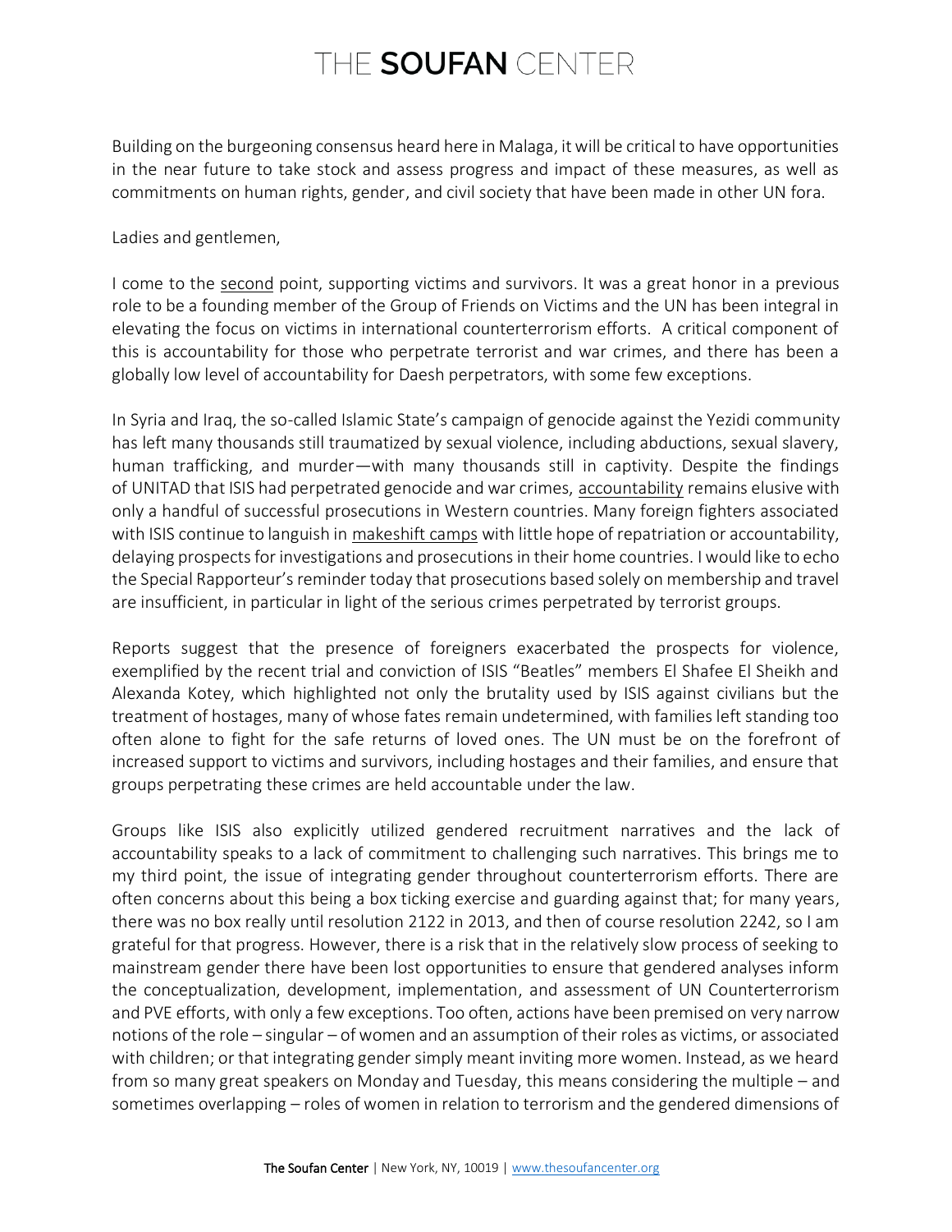Building on the burgeoning consensus heard here in Malaga, it will be critical to have opportunities in the near future to take stock and assess progress and impact of these measures, as well as commitments on human rights, gender, and civil society that have been made in other UN fora.

Ladies and gentlemen,

I come to the second point, supporting victims and survivors. It was a great honor in a previous role to be a founding member of the Group of Friends on Victims and the UN has been integral in elevating the focus on victims in international counterterrorism efforts. A critical component of this is accountability for those who perpetrate terrorist and war crimes, and there has been a globally low level of accountability for Daesh perpetrators, with some few exceptions.

In Syria and Iraq, the so-called Islamic State's campaign of genocide against the Yezidi community has left many thousands still traumatized by sexual violence, including abductions, sexual slavery, human trafficking, and murder—with many thousands still in captivity. Despite the findings of UNITAD that ISIS had perpetrated genocide and war crimes, accountability remains elusive with only a handful of successful prosecutions in Western countries. Many foreign fighters associated with ISIS continue to languish in makeshift camps with little hope of repatriation or accountability, delaying prospects for investigations and prosecutions in their home countries. I would like to echo the Special Rapporteur's reminder today that prosecutions based solely on membership and travel are insufficient, in particular in light of the serious crimes perpetrated by terrorist groups.

Reports suggest that the presence of foreigners exacerbated the prospects for violence, exemplified by the recent trial and conviction of ISIS "Beatles" members El Shafee El Sheikh and Alexanda Kotey, which highlighted not only the brutality used by ISIS against civilians but the treatment of hostages, many of whose fates remain undetermined, with families left standing too often alone to fight for the safe returns of loved ones. The UN must be on the forefront of increased support to victims and survivors, including hostages and their families, and ensure that groups perpetrating these crimes are held accountable under the law.

Groups like ISIS also explicitly utilized gendered recruitment narratives and the lack of accountability speaks to a lack of commitment to challenging such narratives. This brings me to my third point, the issue of integrating gender throughout counterterrorism efforts. There are often concerns about this being a box ticking exercise and guarding against that; for many years, there was no box really until resolution 2122 in 2013, and then of course resolution 2242, so I am grateful for that progress. However, there is a risk that in the relatively slow process of seeking to mainstream gender there have been lost opportunities to ensure that gendered analyses inform the conceptualization, development, implementation, and assessment of UN Counterterrorism and PVE efforts, with only a few exceptions. Too often, actions have been premised on very narrow notions of the role – singular – of women and an assumption of their roles as victims, or associated with children; or that integrating gender simply meant inviting more women. Instead, as we heard from so many great speakers on Monday and Tuesday, this means considering the multiple – and sometimes overlapping – roles of women in relation to terrorism and the gendered dimensions of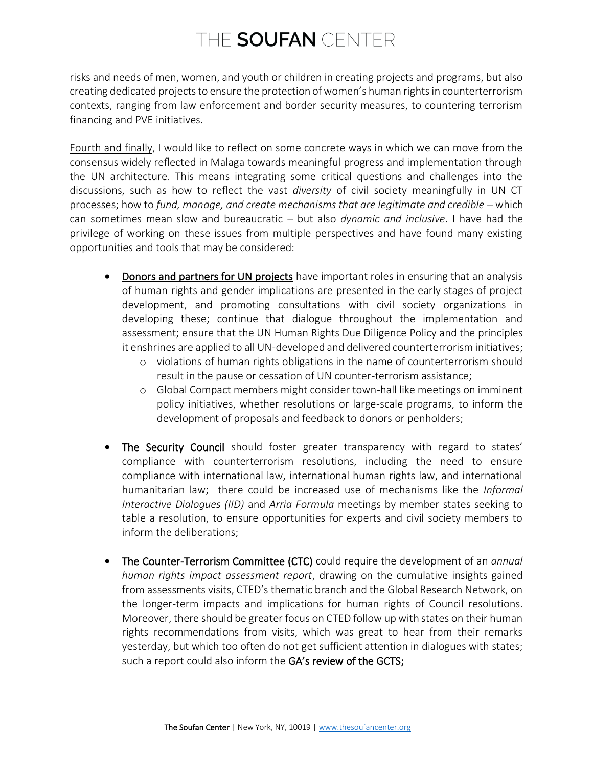risks and needs of men, women, and youth or children in creating projects and programs, but also creating dedicated projects to ensure the protection of women's human rights in counterterrorism contexts, ranging from law enforcement and border security measures, to countering terrorism financing and PVE initiatives.

<u>Fourth and finally</u>, I would like to reflect on some concrete ways in which we can move from the consensus widely reflected in Malaga towards meaningful progress and implementation through the UN architecture. This means integrating some critical questions and challenges into the discussions, such as how to reflect the vast *diversity* of civil society meaningfully in UN CT processes; how to *fund, manage, and create mechanisms that are legitimate and credible* – which can sometimes mean slow and bureaucratic – but also *dynamic and inclusive*. I have had the privilege of working on these issues from multiple perspectives and have found many existing opportunities and tools that may be considered:

- <u>Donors and partners for UN projects</u> have important roles in ensuring that an analysis of human rights and gender implications are presented in the early stages of project development, and promoting consultations with civil society organizations in developing these; continue that dialogue throughout the implementation and assessment; ensure that the UN Human Rights Due Diligence Policy and the principles it enshrines are applied to all UN-developed and delivered counterterrorism initiatives;
    - violations of human rights obligations in the name of counterterrorism should result in the pause or cessation of UN counter-terrorism assistance;
    - Global Compact members might consider town-hall like meetings on imminent policy initiatives, whether resolutions or large-scale programs, to inform the development of proposals and feedback to donors or penholders;

- <u>The Security Council</u> should foster greater transparency with regard to states' compliance with counterterrorism resolutions, including the need to ensure compliance with international law, international human rights law, and international humanitarian law; there could be increased use of mechanisms like the *Informal Interactive Dialogues (IID)* and *Arria Formula* meetings by member states seeking to table a resolution, to ensure opportunities for experts and civil society members to inform the deliberations;

- <u>The Counter-Terrorism Committee (CTC)</u> could require the development of an *annual human rights impact assessment report*, drawing on the cumulative insights gained from assessments visits, CTED's thematic branch and the Global Research Network, on the longer-term impacts and implications for human rights of Council resolutions. Moreover, there should be greater focus on CTED follow up with states on their human rights recommendations from visits, which was great to hear from their remarks yesterday, but which too often do not get sufficient attention in dialogues with states; such a report could also inform the **GA's review of the GCTS;**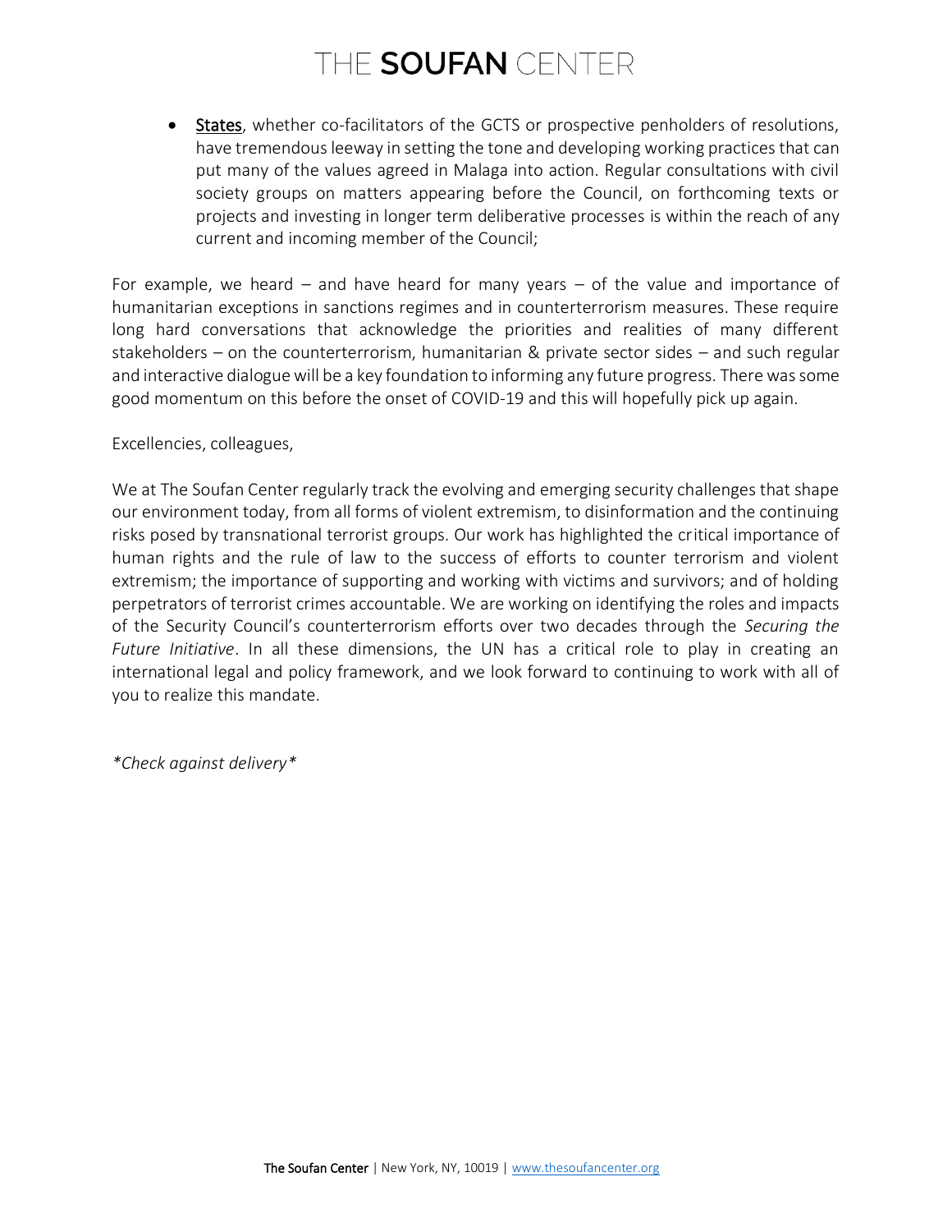- <u>States</u>, whether co-facilitators of the GCTS or prospective penholders of resolutions, have tremendous leeway in setting the tone and developing working practices that can put many of the values agreed in Malaga into action. Regular consultations with civil society groups on matters appearing before the Council, on forthcoming texts or projects and investing in longer term deliberative processes is within the reach of any current and incoming member of the Council;

For example, we heard – and have heard for many years – of the value and importance of humanitarian exceptions in sanctions regimes and in counterterrorism measures. These require long hard conversations that acknowledge the priorities and realities of many different stakeholders – on the counterterrorism, humanitarian & private sector sides – and such regular and interactive dialogue will be a key foundation to informing any future progress. There was some good momentum on this before the onset of COVID-19 and this will hopefully pick up again.

Excellencies, colleagues,

We at The Soufan Center regularly track the evolving and emerging security challenges that shape our environment today, from all forms of violent extremism, to disinformation and the continuing risks posed by transnational terrorist groups. Our work has highlighted the critical importance of human rights and the rule of law to the success of efforts to counter terrorism and violent extremism; the importance of supporting and working with victims and survivors; and of holding perpetrators of terrorist crimes accountable. We are working on identifying the roles and impacts of the Security Council's counterterrorism efforts over two decades through the *Securing the Future Initiative*. In all these dimensions, the UN has a critical role to play in creating an international legal and policy framework, and we look forward to continuing to work with all of you to realize this mandate.

*\*Check against delivery\**